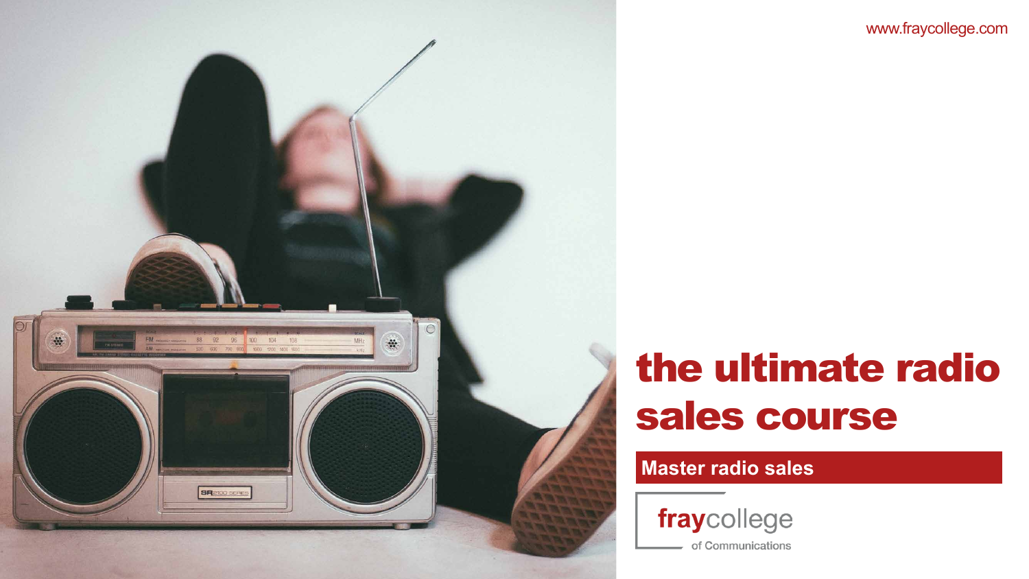www.fraycollege.com

# the ultimate radio sales course

**Master radio sales**

fraycollege

of Communications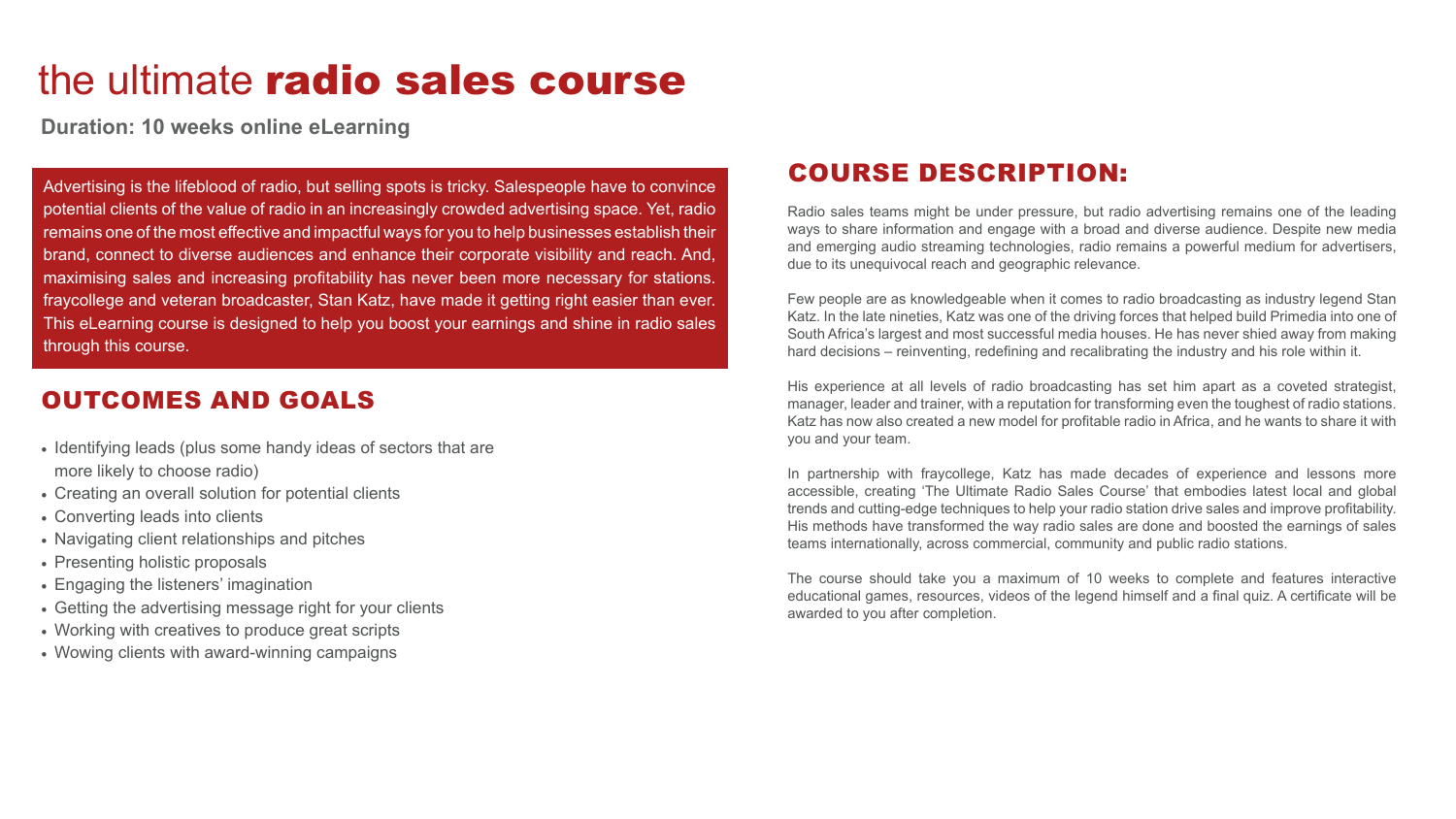# the ultimate **radio sales course**

**Duration: 10 weeks online eLearning**

Advertising is the lifeblood of radio, but selling spots is tricky. Salespeople have to convince potential clients of the value of radio in an increasingly crowded advertising space. Yet, radio remains one of the most effective and impactful ways for you to help businesses establish their brand, connect to diverse audiences and enhance their corporate visibility and reach. And, maximising sales and increasing profitability has never been more necessary for stations. fraycollege and veteran broadcaster, Stan Katz, have made it getting right easier than ever. This eLearning course is designed to help you boost your earnings and shine in radio sales through this course.

## OUTCOMES AND GOALS

- Identifying leads (plus some handy ideas of sectors that are more likely to choose radio)
- Creating an overall solution for potential clients
- Converting leads into clients
- Navigating client relationships and pitches
- Presenting holistic proposals
- Engaging the listeners' imagination
- Getting the advertising message right for your clients
- Working with creatives to produce great scripts
- Wowing clients with award-winning campaigns

## COURSE DESCRIPTION:

Radio sales teams might be under pressure, but radio advertising remains one of the leading ways to share information and engage with a broad and diverse audience. Despite new media and emerging audio streaming technologies, radio remains a powerful medium for advertisers, due to its unequivocal reach and geographic relevance.

Few people are as knowledgeable when it comes to radio broadcasting as industry legend Stan Katz. In the late nineties, Katz was one of the driving forces that helped build Primedia into one of South Africa's largest and most successful media houses. He has never shied away from making hard decisions – reinventing, redefining and recalibrating the industry and his role within it.

His experience at all levels of radio broadcasting has set him apart as a coveted strategist, manager, leader and trainer, with a reputation for transforming even the toughest of radio stations. Katz has now also created a new model for profitable radio in Africa, and he wants to share it with you and your team.

In partnership with fraycollege, Katz has made decades of experience and lessons more accessible, creating 'The Ultimate Radio Sales Course' that embodies latest local and global trends and cutting-edge techniques to help your radio station drive sales and improve profitability. His methods have transformed the way radio sales are done and boosted the earnings of sales teams internationally, across commercial, community and public radio stations.

The course should take you a maximum of 10 weeks to complete and features interactive educational games, resources, videos of the legend himself and a final quiz. A certificate will be awarded to you after completion.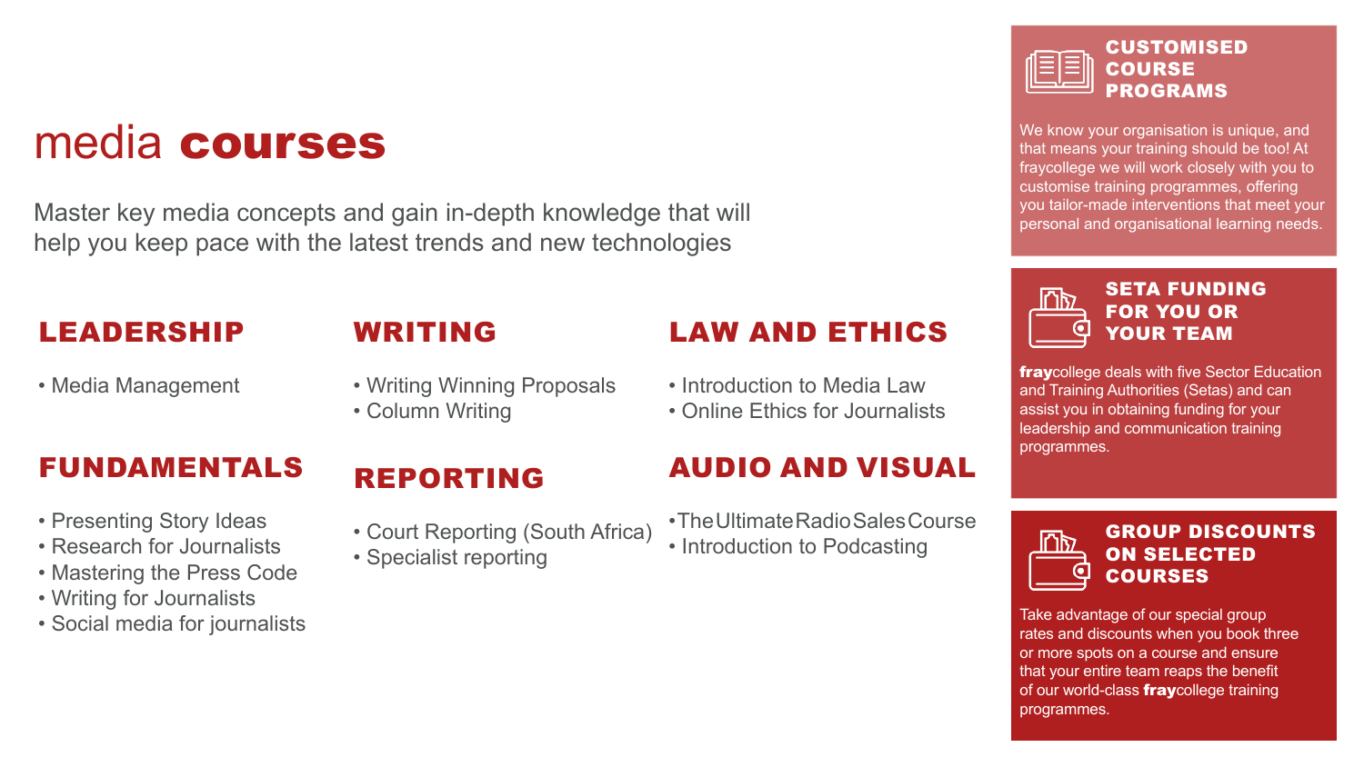# media **courses**

Master key media concepts and gain in-depth knowledge that will help you keep pace with the latest trends and new technologies

## LEADERSHIP

- Media Management

## WRITING

- Writing Winning Proposals
- Column Writing

## LAW AND ETHICS

- Introduction to Media Law
- Online Ethics for Journalists

## FUNDAMENTALS

- Presenting Story Ideas
- Research for Journalists
- Mastering the Press Code
- Writing for Journalists
- Social media for journalists

## REPORTING

- Court Reporting (South Africa)
- Specialist reporting

## AUDIO AND VISUAL

- The Ultimate Radio Sales Course
- Introduction to Podcasting

## CUSTOMISED COURSE PROGRAMS

We know your organisation is unique, and that means your training should be too! At fraycollege we will work closely with you to customise training programmes, offering you tailor-made interventions that meet your personal and organisational learning needs.

## SETA FUNDING FOR YOU OR YOUR TEAM

**fray**college deals with five Sector Education and Training Authorities (Setas) and can assist you in obtaining funding for your leadership and communication training programmes.

## GROUP DISCOUNTS ON SELECTED COURSES

Take advantage of our special group rates and discounts when you book three or more spots on a course and ensure that your entire team reaps the benefit of our world-class **fray**college training programmes.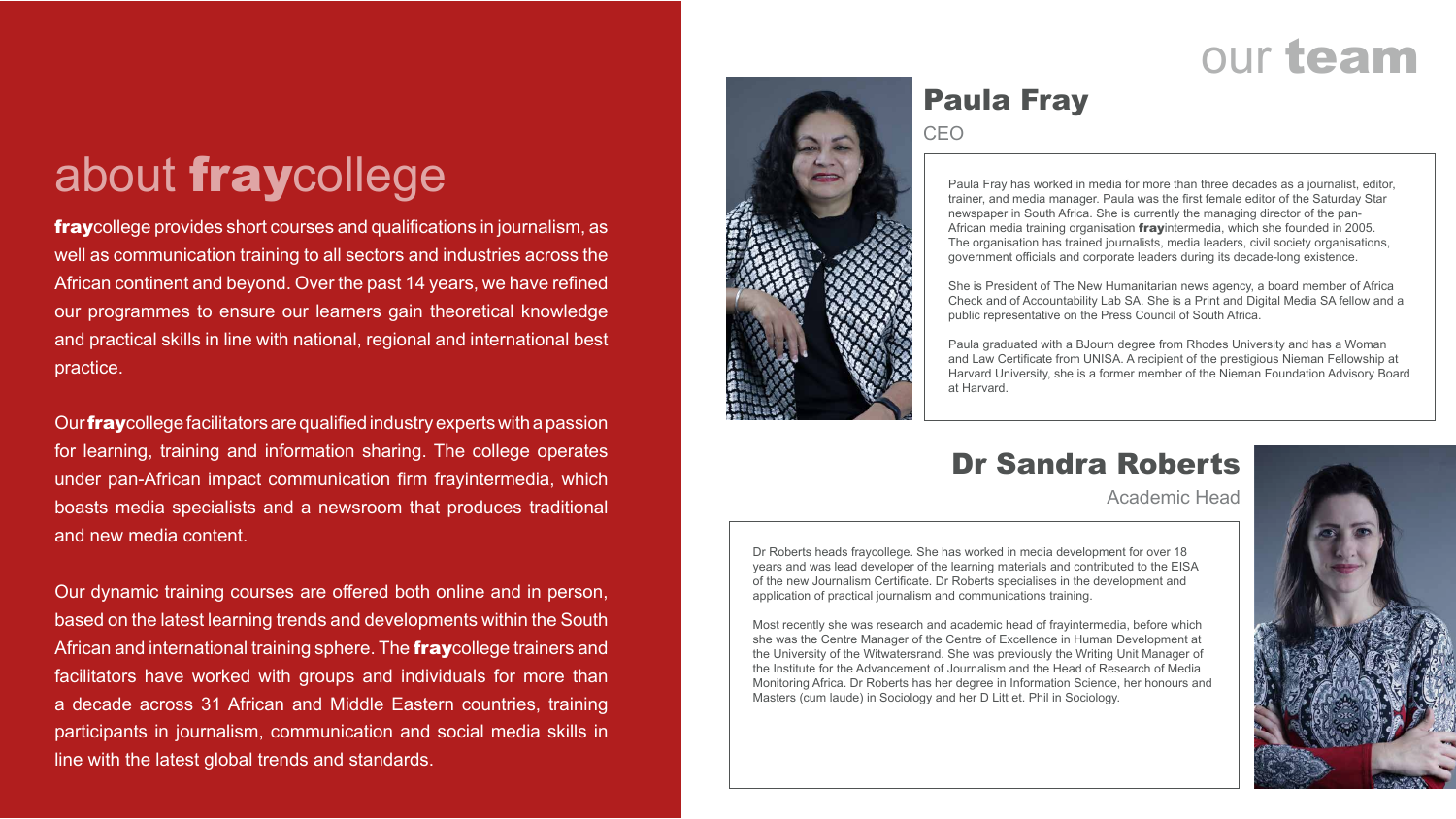# about **fray**college

**fray**college provides short courses and qualifications in journalism, as well as communication training to all sectors and industries across the African continent and beyond. Over the past 14 years, we have refined our programmes to ensure our learners gain theoretical knowledge and practical skills in line with national, regional and international best practice.

Our **fray**college facilitators are qualified industry experts with a passion for learning, training and information sharing. The college operates under pan-African impact communication firm frayintermedia, which boasts media specialists and a newsroom that produces traditional and new media content.

Our dynamic training courses are offered both online and in person, based on the latest learning trends and developments within the South African and international training sphere. The **fray**college trainers and facilitators have worked with groups and individuals for more than a decade across 31 African and Middle Eastern countries, training participants in journalism, communication and social media skills in line with the latest global trends and standards.

# our **team**

## Paula Fray

CEO

Paula Fray has worked in media for more than three decades as a journalist, editor, trainer, and media manager. Paula was the first female editor of the Saturday Star newspaper in South Africa. She is currently the managing director of the pan-African media training organisation **fray**intermedia, which she founded in 2005. The organisation has trained journalists, media leaders, civil society organisations, government officials and corporate leaders during its decade-long existence.

She is President of The New Humanitarian news agency, a board member of Africa Check and of Accountability Lab SA. She is a Print and Digital Media SA fellow and a public representative on the Press Council of South Africa.

Paula graduated with a BJourn degree from Rhodes University and has a Woman and Law Certificate from UNISA. A recipient of the prestigious Nieman Fellowship at Harvard University, she is a former member of the Nieman Foundation Advisory Board at Harvard.

## Dr Sandra Roberts

Academic Head

Dr Roberts heads fraycollege. She has worked in media development for over 18 years and was lead developer of the learning materials and contributed to the EISA of the new Journalism Certificate. Dr Roberts specialises in the development and application of practical journalism and communications training.

Most recently she was research and academic head of frayintermedia, before which she was the Centre Manager of the Centre of Excellence in Human Development at the University of the Witwatersrand. She was previously the Writing Unit Manager of the Institute for the Advancement of Journalism and the Head of Research of Media Monitoring Africa. Dr Roberts has her degree in Information Science, her honours and Masters (cum laude) in Sociology and her D Litt et. Phil in Sociology.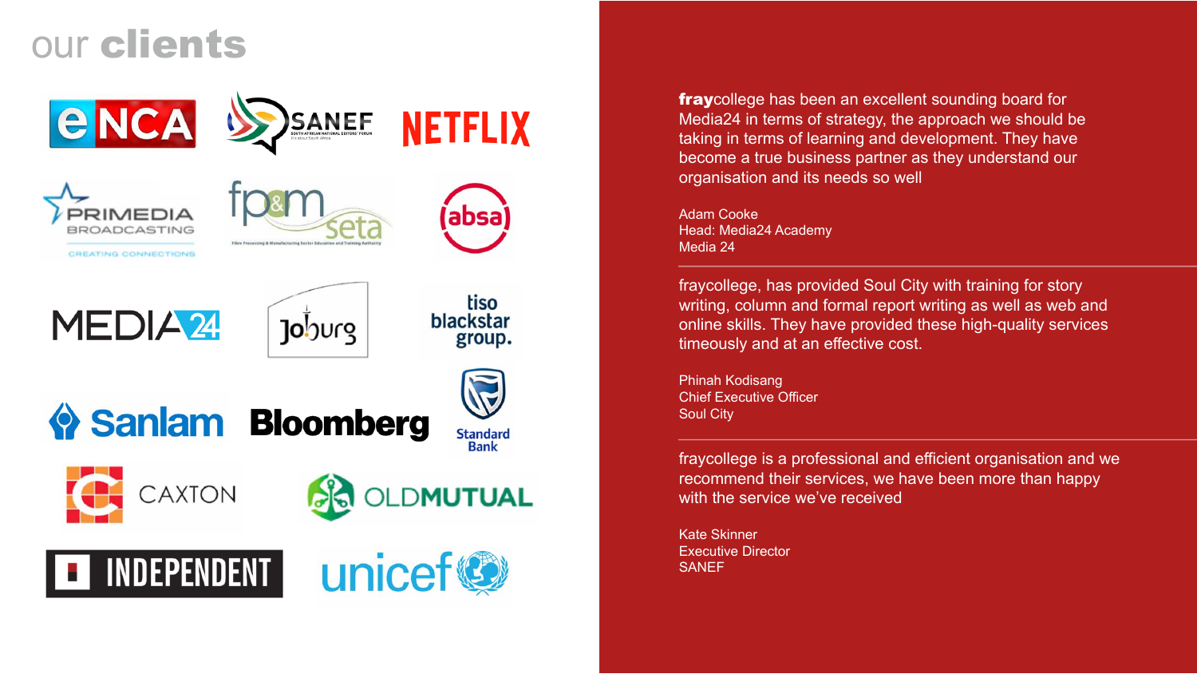# our **clients**

eNCA

SANEF

NETFLIX

PRIMEDIA BROADCASTING

fp&m seta

absa

MEDIA24

Joburg

tiso blackstar group.

Sanlam

Bloomberg

Standard Bank

CAXTON

OLDMUTUAL

INDEPENDENT

unicef

**fray**college has been an excellent sounding board for Media24 in terms of strategy, the approach we should be taking in terms of learning and development. They have become a true business partner as they understand our organisation and its needs so well

Adam Cooke
Head: Media24 Academy
Media 24

---

fraycollege, has provided Soul City with training for story writing, column and formal report writing as well as web and online skills. They have provided these high-quality services timeously and at an effective cost.

Phinah Kodisang
Chief Executive Officer
Soul City

---

fraycollege is a professional and efficient organisation and we recommend their services, we have been more than happy with the service we've received

Kate Skinner
Executive Director
SANEF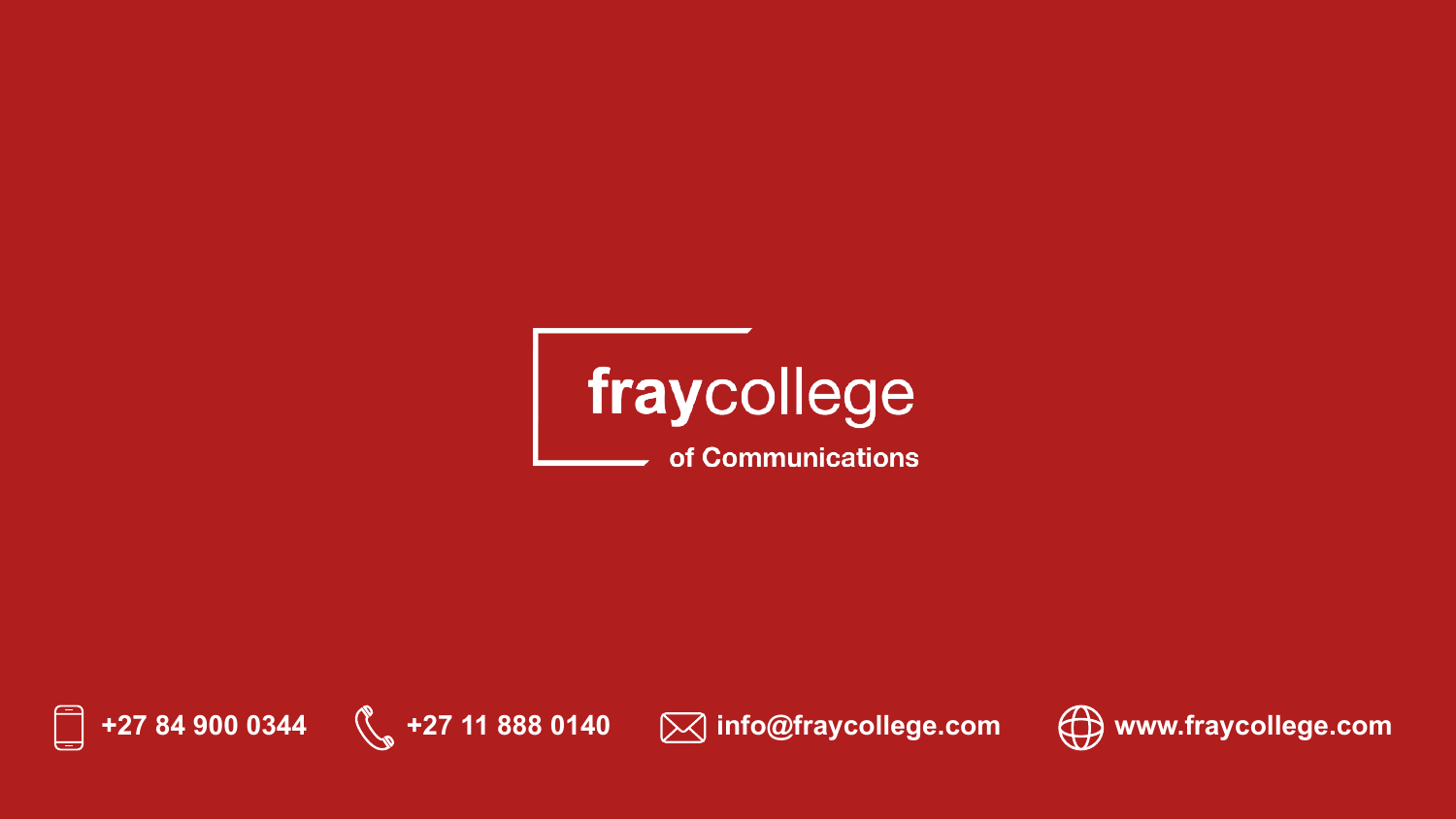fraycollege

of Communications

+27 84 900 0344 +27 11 888 0140 info@fraycollege.com www.fraycollege.com